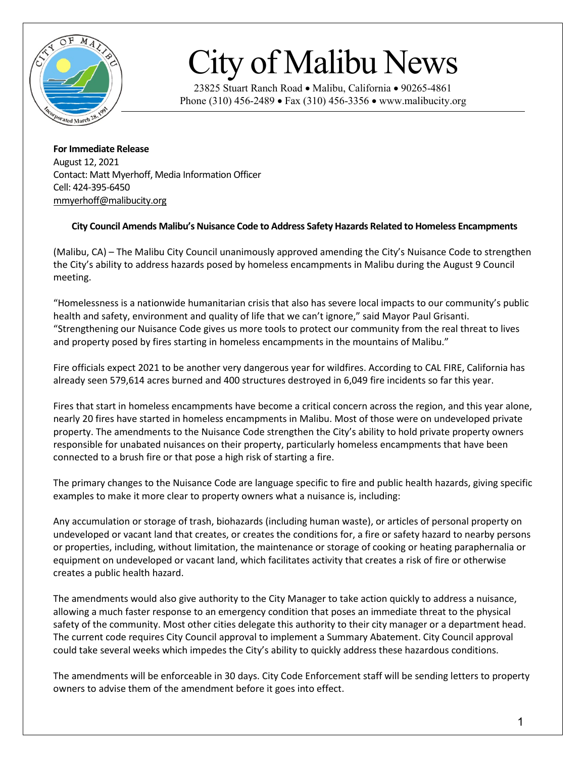# City of Malibu News

23825 Stuart Ranch Road • Malibu, California • 90265-4861
Phone (310) 456-2489 • Fax (310) 456-3356 • www.malibucity.org

**For Immediate Release**
August 12, 2021
Contact: Matt Myerhoff, Media Information Officer
Cell: 424-395-6450
mmyerhoff@malibucity.org

**City Council Amends Malibu's Nuisance Code to Address Safety Hazards Related to Homeless Encampments**

(Malibu, CA) – The Malibu City Council unanimously approved amending the City's Nuisance Code to strengthen the City's ability to address hazards posed by homeless encampments in Malibu during the August 9 Council meeting.

"Homelessness is a nationwide humanitarian crisis that also has severe local impacts to our community's public health and safety, environment and quality of life that we can't ignore," said Mayor Paul Grisanti. "Strengthening our Nuisance Code gives us more tools to protect our community from the real threat to lives and property posed by fires starting in homeless encampments in the mountains of Malibu."

Fire officials expect 2021 to be another very dangerous year for wildfires. According to CAL FIRE, California has already seen 579,614 acres burned and 400 structures destroyed in 6,049 fire incidents so far this year.

Fires that start in homeless encampments have become a critical concern across the region, and this year alone, nearly 20 fires have started in homeless encampments in Malibu. Most of those were on undeveloped private property. The amendments to the Nuisance Code strengthen the City's ability to hold private property owners responsible for unabated nuisances on their property, particularly homeless encampments that have been connected to a brush fire or that pose a high risk of starting a fire.

The primary changes to the Nuisance Code are language specific to fire and public health hazards, giving specific examples to make it more clear to property owners what a nuisance is, including:

Any accumulation or storage of trash, biohazards (including human waste), or articles of personal property on undeveloped or vacant land that creates, or creates the conditions for, a fire or safety hazard to nearby persons or properties, including, without limitation, the maintenance or storage of cooking or heating paraphernalia or equipment on undeveloped or vacant land, which facilitates activity that creates a risk of fire or otherwise creates a public health hazard.

The amendments would also give authority to the City Manager to take action quickly to address a nuisance, allowing a much faster response to an emergency condition that poses an immediate threat to the physical safety of the community. Most other cities delegate this authority to their city manager or a department head. The current code requires City Council approval to implement a Summary Abatement. City Council approval could take several weeks which impedes the City's ability to quickly address these hazardous conditions.

The amendments will be enforceable in 30 days. City Code Enforcement staff will be sending letters to property owners to advise them of the amendment before it goes into effect.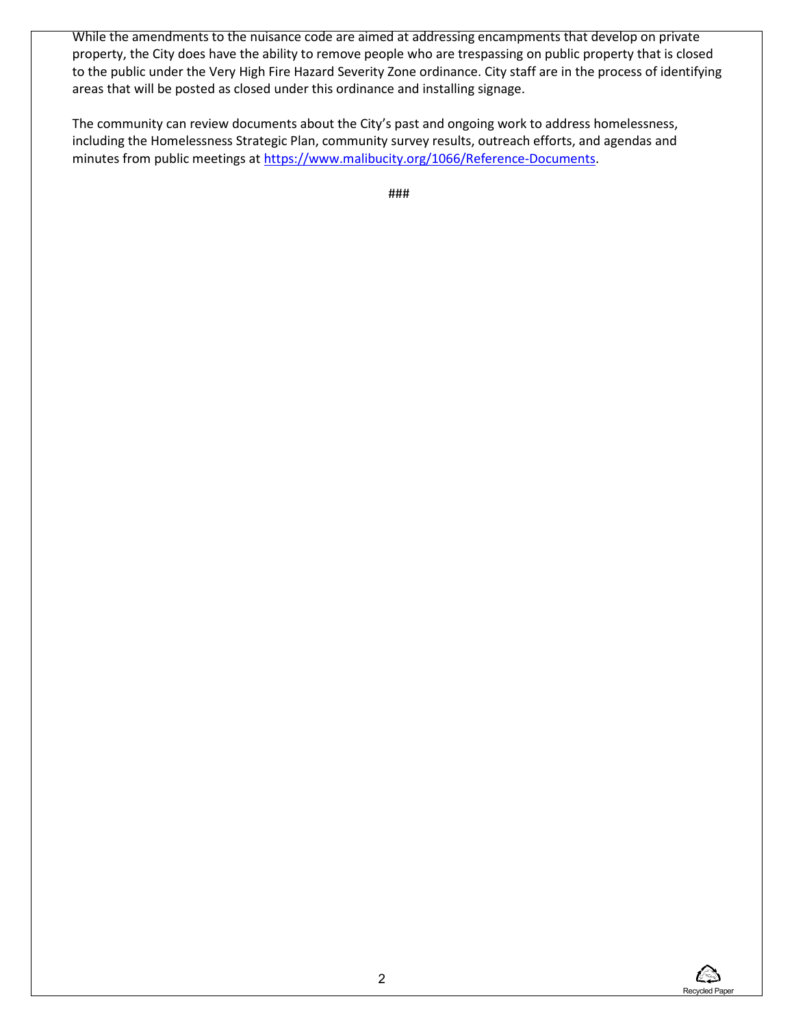While the amendments to the nuisance code are aimed at addressing encampments that develop on private property, the City does have the ability to remove people who are trespassing on public property that is closed to the public under the Very High Fire Hazard Severity Zone ordinance. City staff are in the process of identifying areas that will be posted as closed under this ordinance and installing signage.

The community can review documents about the City's past and ongoing work to address homelessness, including the Homelessness Strategic Plan, community survey results, outreach efforts, and agendas and minutes from public meetings at [https://www.malibucity.org/1066/Reference-Documents](https://www.malibucity.org/1066/Reference-Documents).

###